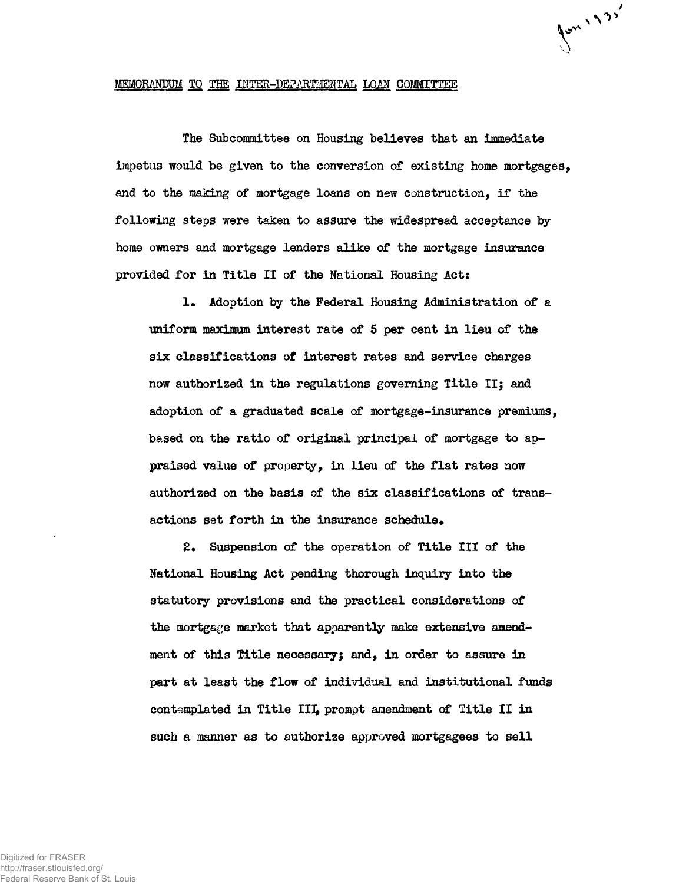# MEMORANDUM TO THE INTER-DEPARTMENTAL LOAN COMMITTEE

The Subcommittee on Housing believes that an immediate impetus would be given to the conversion of existing home mortgages, and to the making of mortgage loans on new construction, if the following steps were taken to assure the widespread acceptance by home owners and mortgage lenders alike of the mortgage insurance provided for in Title II of the National Housing Act:

1. Adoption by the Federal Housing Administration of a uniform maximum interest rate of 5 per cent in lieu of the six classifications of interest rates and service charges now authorized in the regulations governing Title II; and adoption of a graduated scale of mortgage-insurance premiums, based on the ratio of original principal of mortgage to appraised value of property, in lieu of the flat rates now authorized on the basis of the six classifications of transactions set forth in the insurance schedule.

2. Suspension of the operation of Title III of the National Housing Act pending thorough inquiry into the statutory provisions and the practical considerations of the mortgage market that apparently make extensive amendment of this Title necessary; and, in order to assure in part at least the flow of individual and institutional funds contemplated in Title III, prompt amendment of Title II in such a manner as to authorize approved mortgagees to sell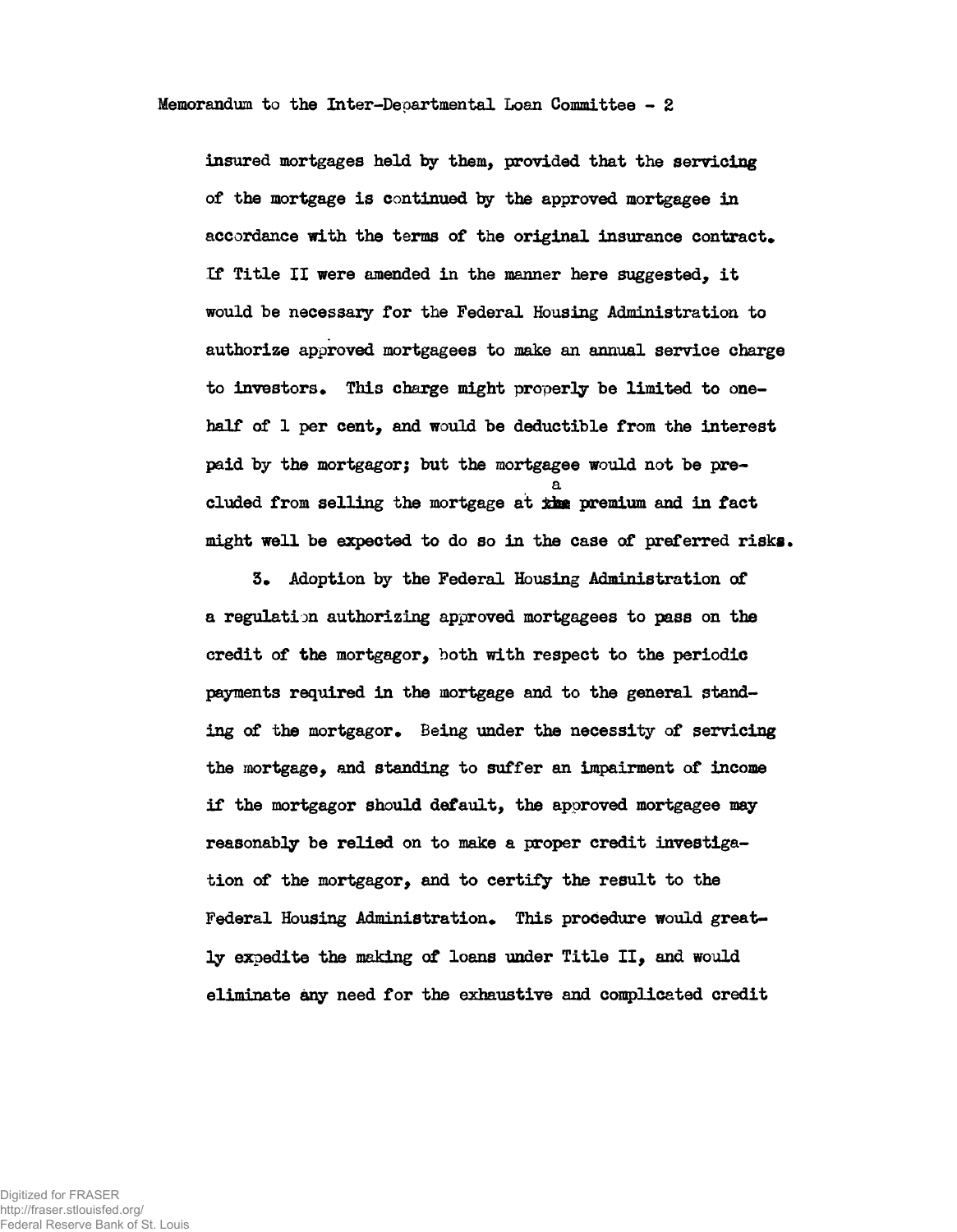insured mortgages held by them, provided that the servicing of the mortgage is continued by the approved mortgagee in accordance with the terms of the original insurance contract. If Title II were amended in the manner here suggested, it would be necessary for the Federal Housing Administration to authorize approved mortgagees to make an annual service charge to investors. This charge might properly be limited to one-half of 1 per cent, and would be deductible from the interest paid by the mortgagor; but the mortgagee would not be precluded from selling the mortgage at a premium and in fact might well be expected to do so in the case of preferred risks.

3. Adoption by the Federal Housing Administration of a regulation authorizing approved mortgagees to pass on the credit of the mortgagor, both with respect to the periodic payments required in the mortgage and to the general standing of the mortgagor. Being under the necessity of servicing the mortgage, and standing to suffer an impairment of income if the mortgagor should default, the approved mortgagee may reasonably be relied on to make a proper credit investigation of the mortgagor, and to certify the result to the Federal Housing Administration. This procedure would greatly expedite the making of loans under Title II, and would eliminate any need for the exhaustive and complicated credit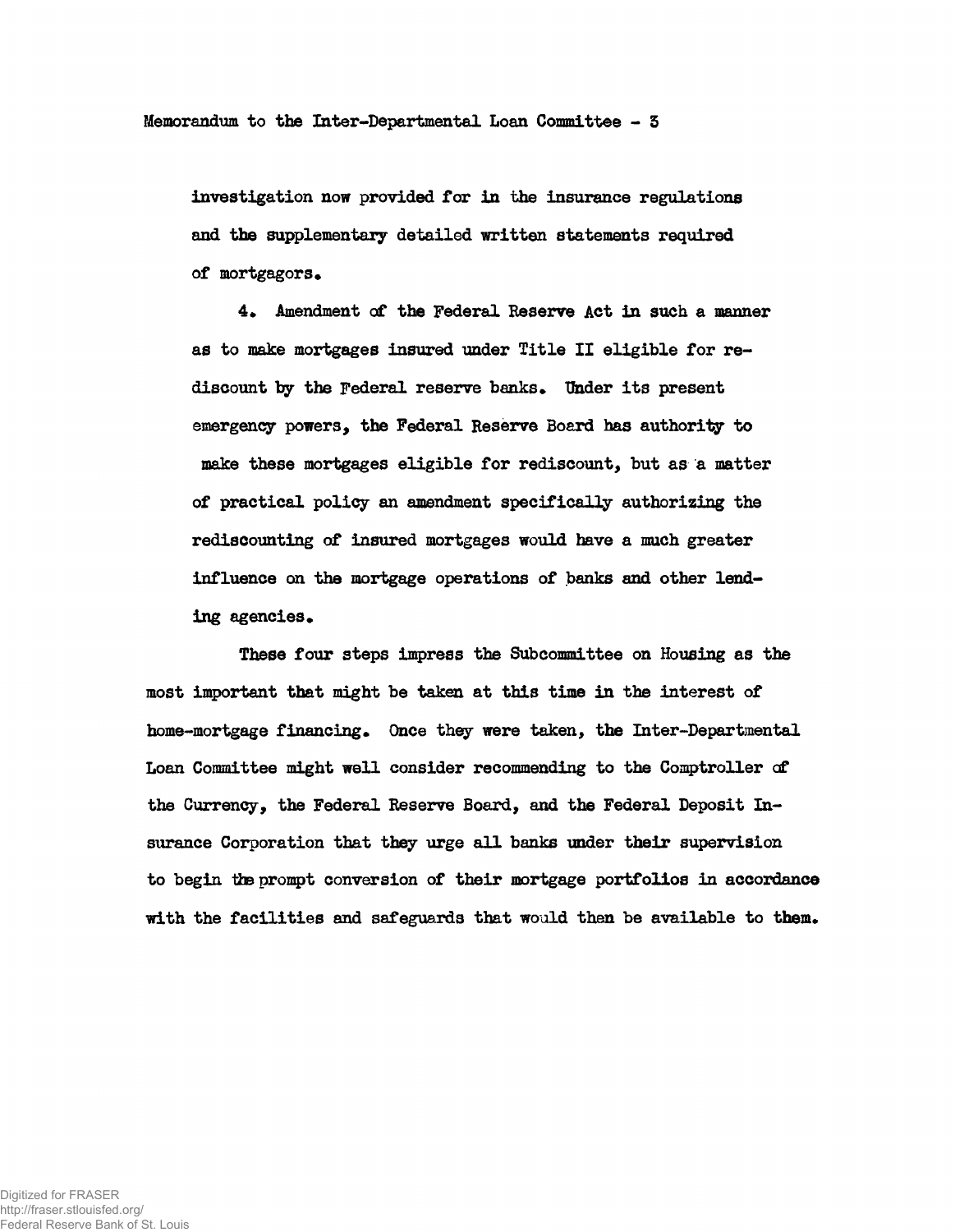investigation now provided for in the insurance regulations and the supplementary detailed written statements required of mortgagors.

4. Amendment of the Federal Reserve Act in such a manner as to make mortgages insured under Title II eligible for rediscount by the Federal reserve banks. Under its present emergency powers, the Federal Reserve Board has authority to make these mortgages eligible for rediscount, but as a matter of practical policy an amendment specifically authorizing the rediscounting of insured mortgages would have a much greater influence on the mortgage operations of banks and other lending agencies.

These four steps impress the Subcommittee on Housing as the most important that might be taken at this time in the interest of home-mortgage financing. Once they were taken, the Inter-Departmental Loan Committee might well consider recommending to the Comptroller of the Currency, the Federal Reserve Board, and the Federal Deposit Insurance Corporation that they urge all banks under their supervision to begin the prompt conversion of their mortgage portfolios in accordance with the facilities and safeguards that would then be available to them.